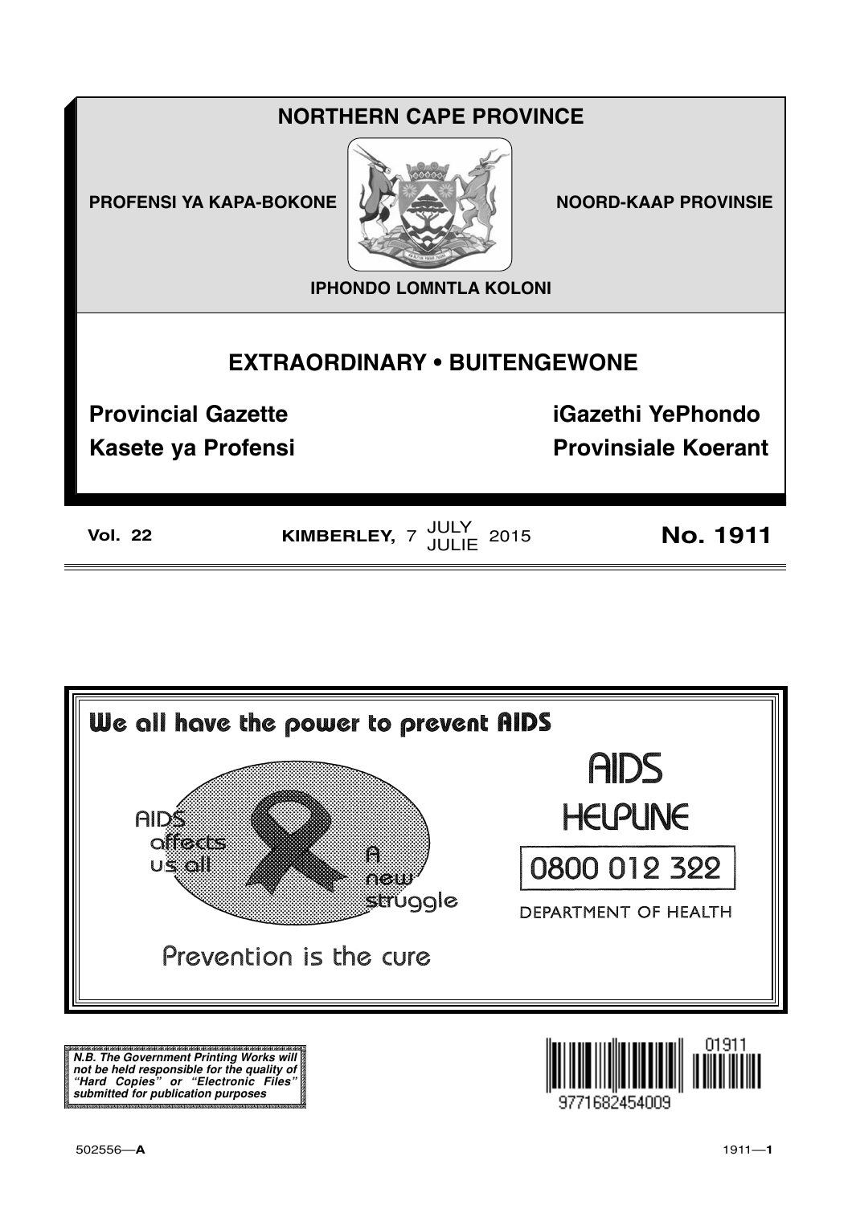# NORTHERN CAPE PROVINCE

**PROFENSI YA KAPA-BOKONE** | **NOORD-KAAP PROVINSIE**

**IPHONDO LOMNTLA KOLONI**

## EXTRAORDINARY • BUITENGEWONE

**Provincial Gazette** | **iGazethi YePhondo**

**Kasete ya Profensi** | **Provinsiale Koerant**

**Vol. 22** | **KIMBERLEY,** 7 JULY / JULIE 2015 | **No. 1911**

---

**We all have the power to prevent AIDS**

AIDS affects us all

A new struggle

Prevention is the cure

AIDS HELPLINE

0800 012 322

DEPARTMENT OF HEALTH

***N.B. The Government Printing Works will not be held responsible for the quality of "Hard Copies" or "Electronic Files" submitted for publication purposes***

9771682454009 01911

502556—**A**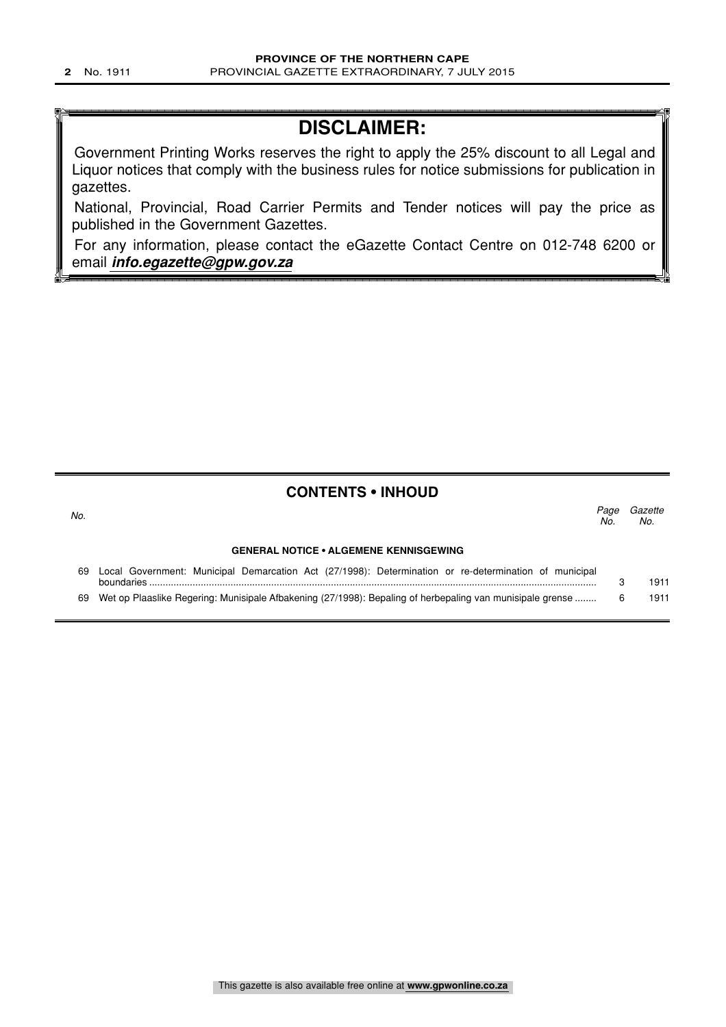# DISCLAIMER:

Government Printing Works reserves the right to apply the 25% discount to all Legal and Liquor notices that comply with the business rules for notice submissions for publication in gazettes.

National, Provincial, Road Carrier Permits and Tender notices will pay the price as published in the Government Gazettes.

For any information, please contact the eGazette Contact Centre on 012-748 6200 or email ***info.egazette@gpw.gov.za***

## CONTENTS • INHOUD

| *No.* | | *Page No.* | *Gazette No.* |
|---|---|---|---|
| | **GENERAL NOTICE • ALGEMENE KENNISGEWING** | | |
| 69 | Local Government: Municipal Demarcation Act (27/1998): Determination or re-determination of municipal boundaries | 3 | 1911 |
| 69 | Wet op Plaaslike Regering: Munisipale Afbakening (27/1998): Bepaling of herbepaling van munisipale grense | 6 | 1911 |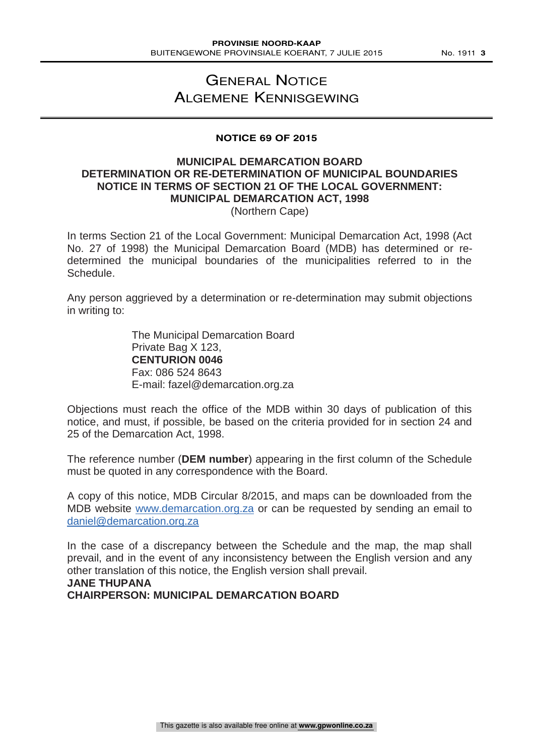# General Notice
# Algemene Kennisgewing

**NOTICE 69 OF 2015**

**MUNICIPAL DEMARCATION BOARD**
**DETERMINATION OR RE-DETERMINATION OF MUNICIPAL BOUNDARIES**
**NOTICE IN TERMS OF SECTION 21 OF THE LOCAL GOVERNMENT: MUNICIPAL DEMARCATION ACT, 1998**
(Northern Cape)

In terms Section 21 of the Local Government: Municipal Demarcation Act, 1998 (Act No. 27 of 1998) the Municipal Demarcation Board (MDB) has determined or re-determined the municipal boundaries of the municipalities referred to in the Schedule.

Any person aggrieved by a determination or re-determination may submit objections in writing to:

The Municipal Demarcation Board
Private Bag X 123,
**CENTURION 0046**
Fax: 086 524 8643
E-mail: fazel@demarcation.org.za

Objections must reach the office of the MDB within 30 days of publication of this notice, and must, if possible, be based on the criteria provided for in section 24 and 25 of the Demarcation Act, 1998.

The reference number (**DEM number**) appearing in the first column of the Schedule must be quoted in any correspondence with the Board.

A copy of this notice, MDB Circular 8/2015, and maps can be downloaded from the MDB website www.demarcation.org.za or can be requested by sending an email to daniel@demarcation.org.za

In the case of a discrepancy between the Schedule and the map, the map shall prevail, and in the event of any inconsistency between the English version and any other translation of this notice, the English version shall prevail.

**JANE THUPANA**
**CHAIRPERSON: MUNICIPAL DEMARCATION BOARD**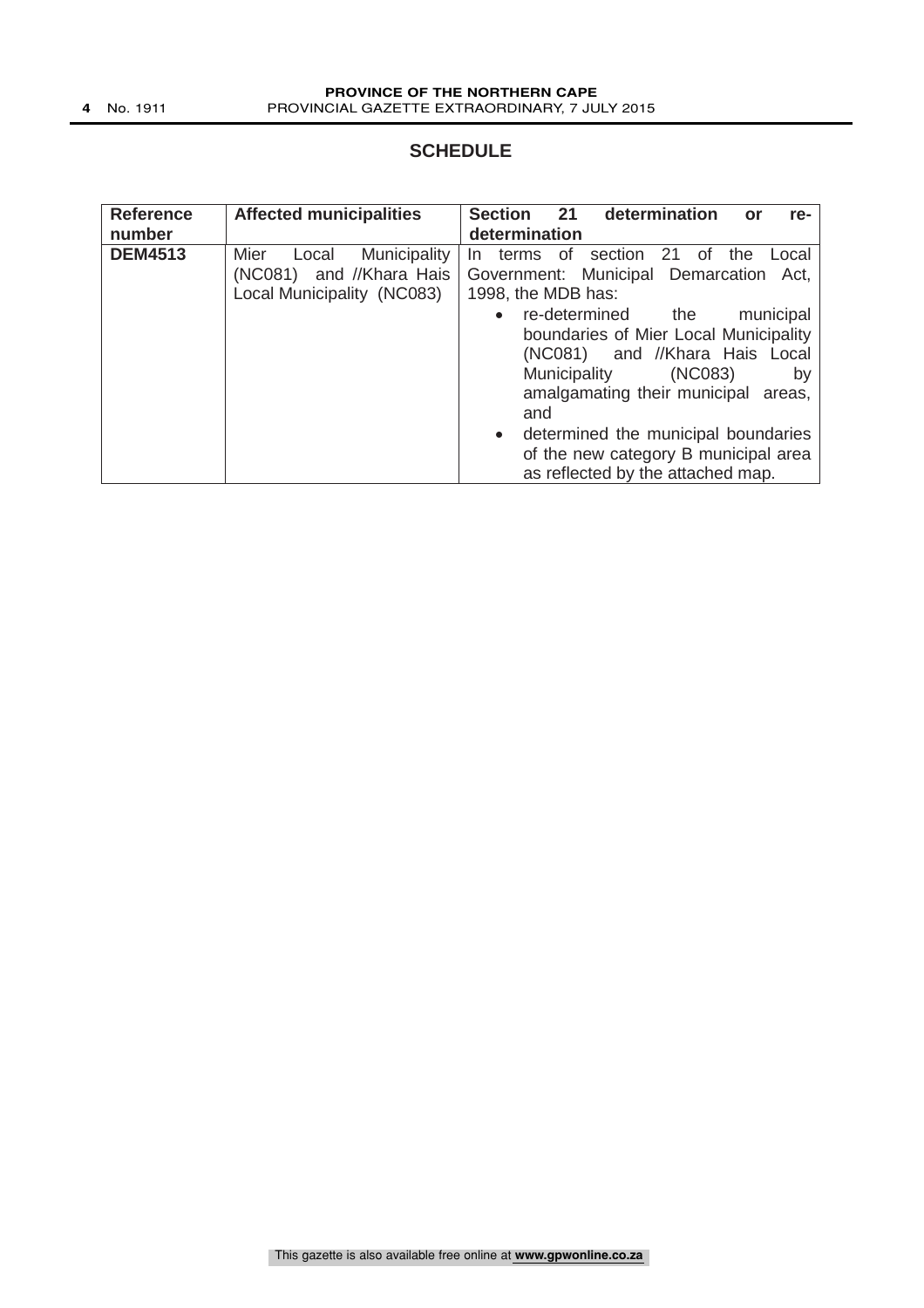## SCHEDULE

| Reference number | Affected municipalities | Section 21 determination or re-determination |
|---|---|---|
| **DEM4513** | Mier Local Municipality (NC081) and //Khara Hais Local Municipality (NC083) | In terms of section 21 of the Local Government: Municipal Demarcation Act, 1998, the MDB has:<br>• re-determined the municipal boundaries of Mier Local Municipality (NC081) and //Khara Hais Local Municipality (NC083) by amalgamating their municipal areas, and<br>• determined the municipal boundaries of the new category B municipal area as reflected by the attached map. |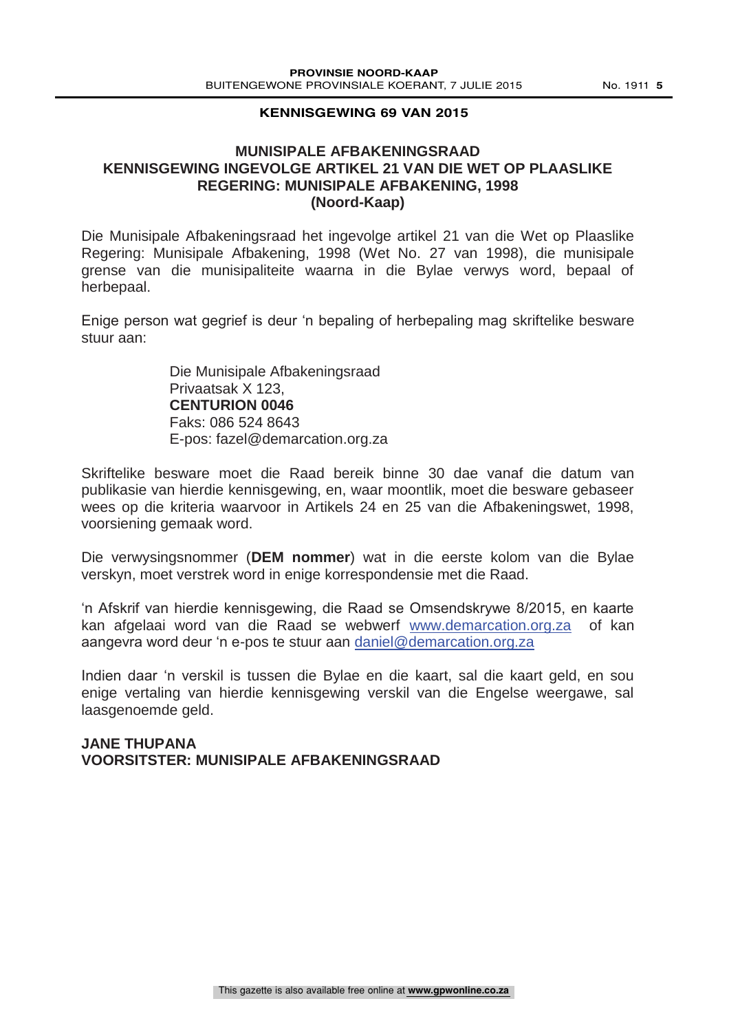**KENNISGEWING 69 VAN 2015**

## MUNISIPALE AFBAKENINGSRAAD
## KENNISGEWING INGEVOLGE ARTIKEL 21 VAN DIE WET OP PLAASLIKE REGERING: MUNISIPALE AFBAKENING, 1998
## (Noord-Kaap)

Die Munisipale Afbakeningsraad het ingevolge artikel 21 van die Wet op Plaaslike Regering: Munisipale Afbakening, 1998 (Wet No. 27 van 1998), die munisipale grense van die munisipaliteite waarna in die Bylae verwys word, bepaal of herbepaal.

Enige person wat gegrief is deur 'n bepaling of herbepaling mag skriftelike besware stuur aan:

> Die Munisipale Afbakeningsraad
> Privaatsak X 123,
> **CENTURION 0046**
> Faks: 086 524 8643
> E-pos: fazel@demarcation.org.za

Skriftelike besware moet die Raad bereik binne 30 dae vanaf die datum van publikasie van hierdie kennisgewing, en, waar moontlik, moet die besware gebaseer wees op die kriteria waarvoor in Artikels 24 en 25 van die Afbakeningswet, 1998, voorsiening gemaak word.

Die verwysingsnommer (**DEM nommer**) wat in die eerste kolom van die Bylae verskyn, moet verstrek word in enige korrespondensie met die Raad.

'n Afskrif van hierdie kennisgewing, die Raad se Omsendskrywe 8/2015, en kaarte kan afgelaai word van die Raad se webwerf www.demarcation.org.za of kan aangevra word deur 'n e-pos te stuur aan daniel@demarcation.org.za

Indien daar 'n verskil is tussen die Bylae en die kaart, sal die kaart geld, en sou enige vertaling van hierdie kennisgewing verskil van die Engelse weergawe, sal laasgenoemde geld.

**JANE THUPANA**
**VOORSITSTER: MUNISIPALE AFBAKENINGSRAAD**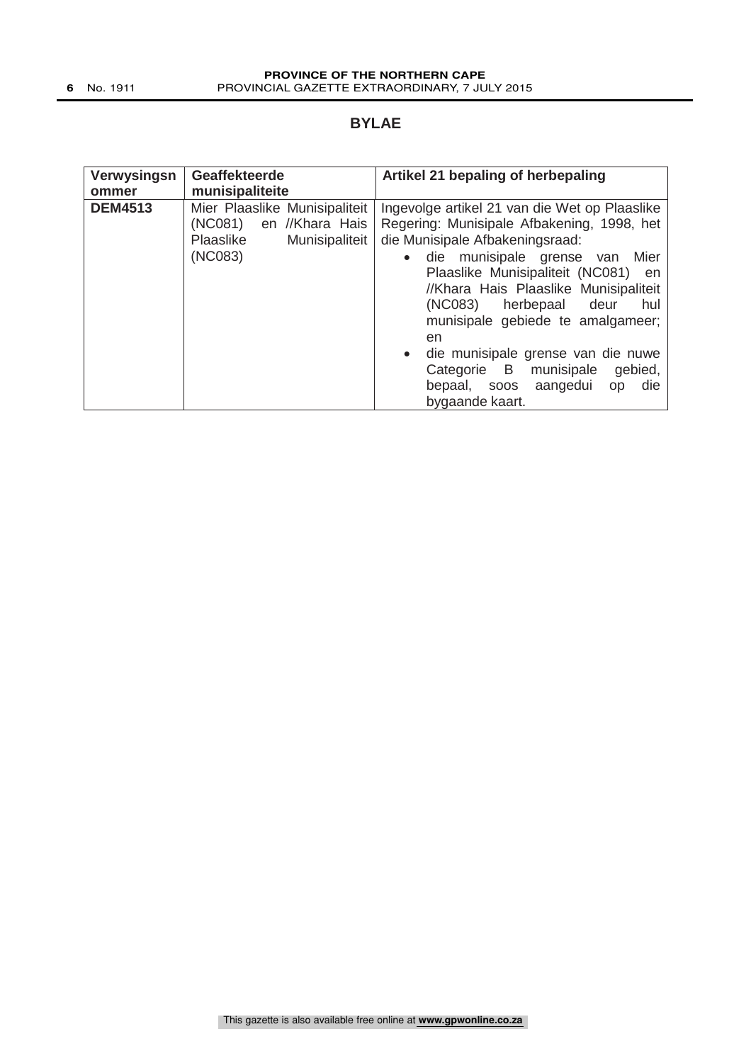## BYLAE

| Verwysingsnommer | Geaffekteerde munisipaliteite | Artikel 21 bepaling of herbepaling |
|---|---|---|
| **DEM4513** | Mier Plaaslike Munisipaliteit (NC081) en //Khara Hais Plaaslike Munisipaliteit (NC083) | Ingevolge artikel 21 van die Wet op Plaaslike Regering: Munisipale Afbakening, 1998, het die Munisipale Afbakeningsraad:<br>• die munisipale grense van Mier Plaaslike Munisipaliteit (NC081) en //Khara Hais Plaaslike Munisipaliteit (NC083) herbepaal deur hul munisipale gebiede te amalgameer; en<br>• die munisipale grense van die nuwe Categorie B munisipale gebied, bepaal, soos aangedui op die bygaande kaart. |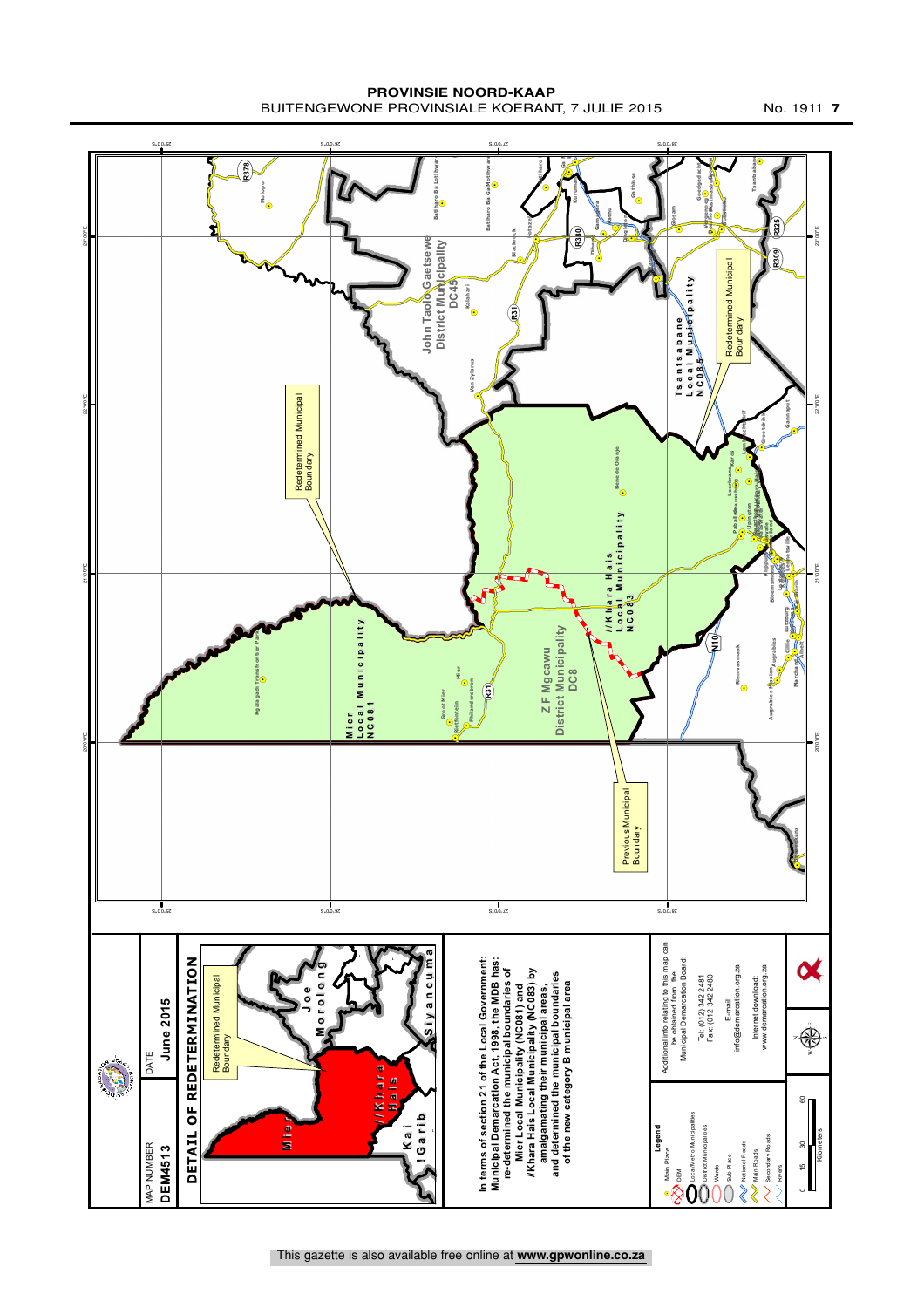MAP NUMBER **DEM4513**

DATE **June 2015**

**DETAIL OF REDETERMINATION**

Redetermined Municipal Boundary

Mier

//Khara Hais

Joe Morolong

Siyancuma

Kai !Garib

**In terms of section 21 of the Local Government: Municipal Demarcation Act, 1998, the MDB has: re-determined the municipal boundaries of Mier Local Municipality (NC081) and //Khara Hais Local Municipality (NC083) by amalgamating their municipal areas, and determined the municipal boundaries of the new category B municipal area**

Additional info relating to this map can be obtained from the Municipal Demarcation Board:

Tel: (012) 342 2481
Fax: (012 342 2480

E-mail: info@demarcation.org.za

Internet download: www.demarcation.org.za

**Legend**

- Main Place
- DEM
- Local/Metro Municipalities
- District Municipalities
- Wards
- Sub Place
- National Roads
- Main Roads
- Secondary Roads
- Rivers

0 15 30 60 Kilometers

John Taolo Gaetsewe District Municipality DC45

Tsantsabane Local Municipality NC085

Mier Local Municipality NC081

//Khara Hais Local Municipality NC083

Z F Mgcawu District Municipality DC8

Redetermined Municipal Boundary

Previous Municipal Boundary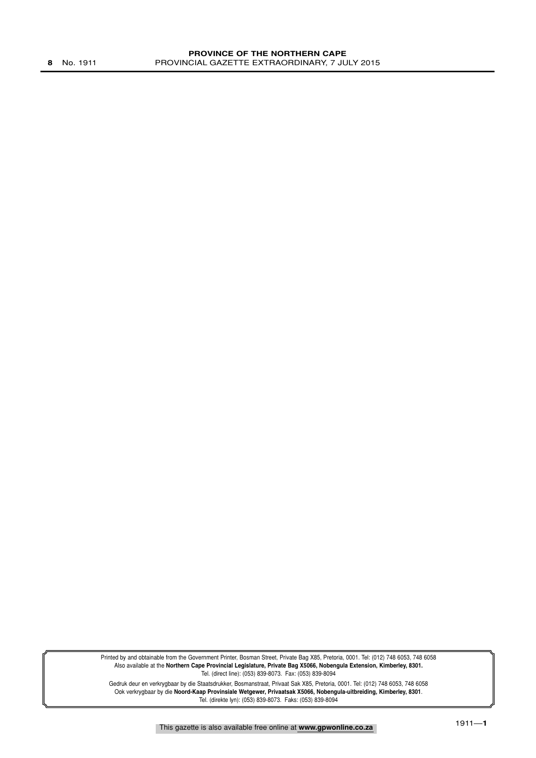Printed by and obtainable from the Government Printer, Bosman Street, Private Bag X85, Pretoria, 0001. Tel: (012) 748 6053, 748 6058
Also available at the **Northern Cape Provincial Legislature, Private Bag X5066, Nobengula Extension, Kimberley, 8301.**
Tel. (direct line): (053) 839-8073. Fax: (053) 839-8094

Gedruk deur en verkrygbaar by die Staatsdrukker, Bosmanstraat, Privaat Sak X85, Pretoria, 0001. Tel: (012) 748 6053, 748 6058
Ook verkrygbaar by die **Noord-Kaap Provinsiale Wetgewer, Privaatsak X5066, Nobengula-uitbreiding, Kimberley, 8301**.
Tel. (direkte lyn): (053) 839-8073. Faks: (053) 839-8094

This gazette is also available free online at **www.gpwonline.co.za**